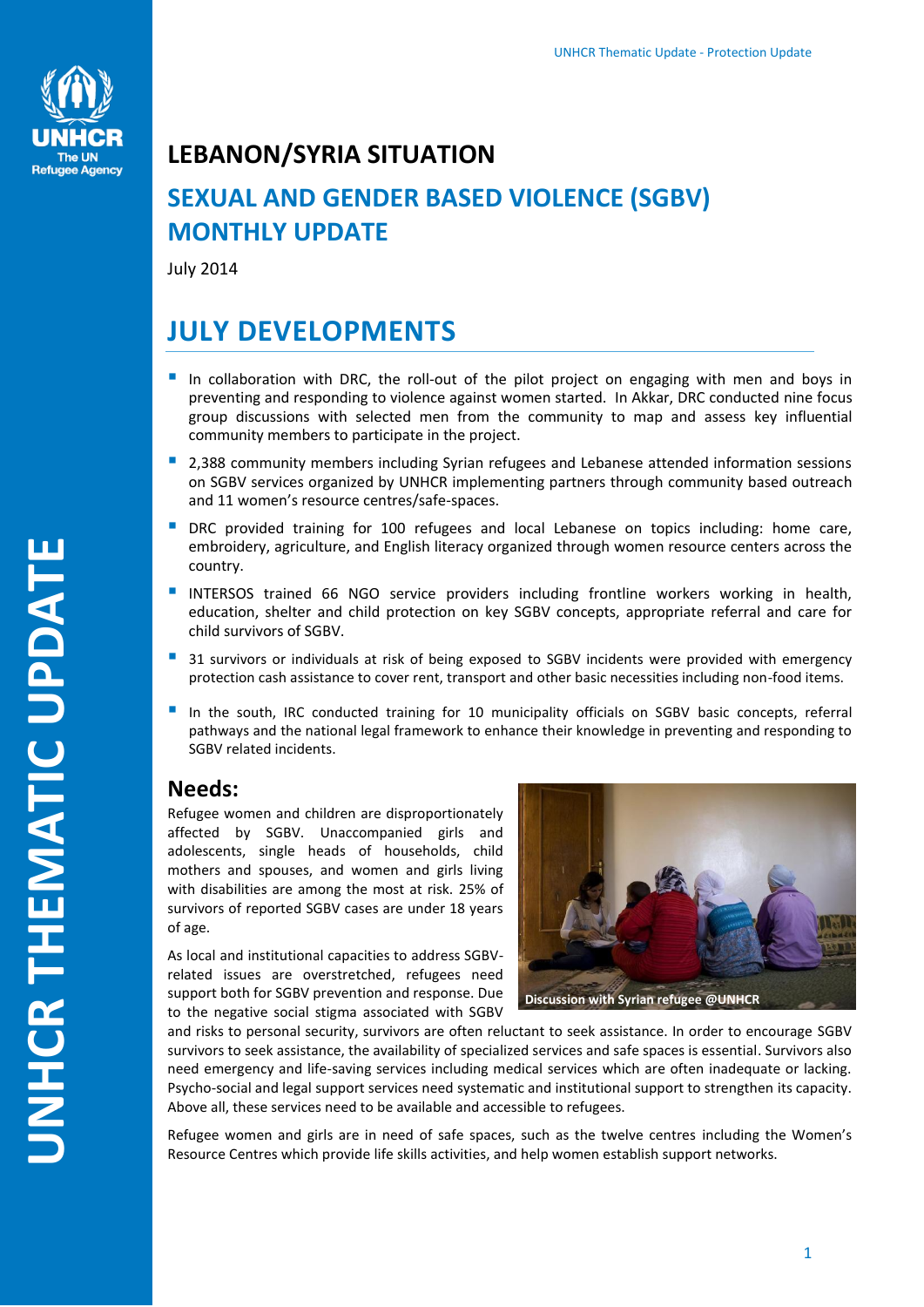# LEBANON/SYRIA SITUATION

## SEXUAL AND GENDER BASED VIOLENCE (SGBV) MONTHLY UPDATE

July 2014

## JULY DEVELOPMENTS

- In collaboration with DRC, the roll-out of the pilot project on engaging with men and boys in preventing and responding to violence against women started. In Akkar, DRC conducted nine focus group discussions with selected men from the community to map and assess key influential community members to participate in the project.
- 2,388 community members including Syrian refugees and Lebanese attended information sessions on SGBV services organized by UNHCR implementing partners through community based outreach and 11 women's resource centres/safe-spaces.
- DRC provided training for 100 refugees and local Lebanese on topics including: home care, embroidery, agriculture, and English literacy organized through women resource centers across the country.
- INTERSOS trained 66 NGO service providers including frontline workers working in health, education, shelter and child protection on key SGBV concepts, appropriate referral and care for child survivors of SGBV.
- 31 survivors or individuals at risk of being exposed to SGBV incidents were provided with emergency protection cash assistance to cover rent, transport and other basic necessities including non-food items.
- In the south, IRC conducted training for 10 municipality officials on SGBV basic concepts, referral pathways and the national legal framework to enhance their knowledge in preventing and responding to SGBV related incidents.

### Needs:

Refugee women and children are disproportionately affected by SGBV. Unaccompanied girls and adolescents, single heads of households, child mothers and spouses, and women and girls living with disabilities are among the most at risk. 25% of survivors of reported SGBV cases are under 18 years of age.

Discussion with Syrian refugee @UNHCR

As local and institutional capacities to address SGBV-related issues are overstretched, refugees need support both for SGBV prevention and response. Due to the negative social stigma associated with SGBV and risks to personal security, survivors are often reluctant to seek assistance. In order to encourage SGBV survivors to seek assistance, the availability of specialized services and safe spaces is essential. Survivors also need emergency and life-saving services including medical services which are often inadequate or lacking. Psycho-social and legal support services need systematic and institutional support to strengthen its capacity. Above all, these services need to be available and accessible to refugees.

Refugee women and girls are in need of safe spaces, such as the twelve centres including the Women's Resource Centres which provide life skills activities, and help women establish support networks.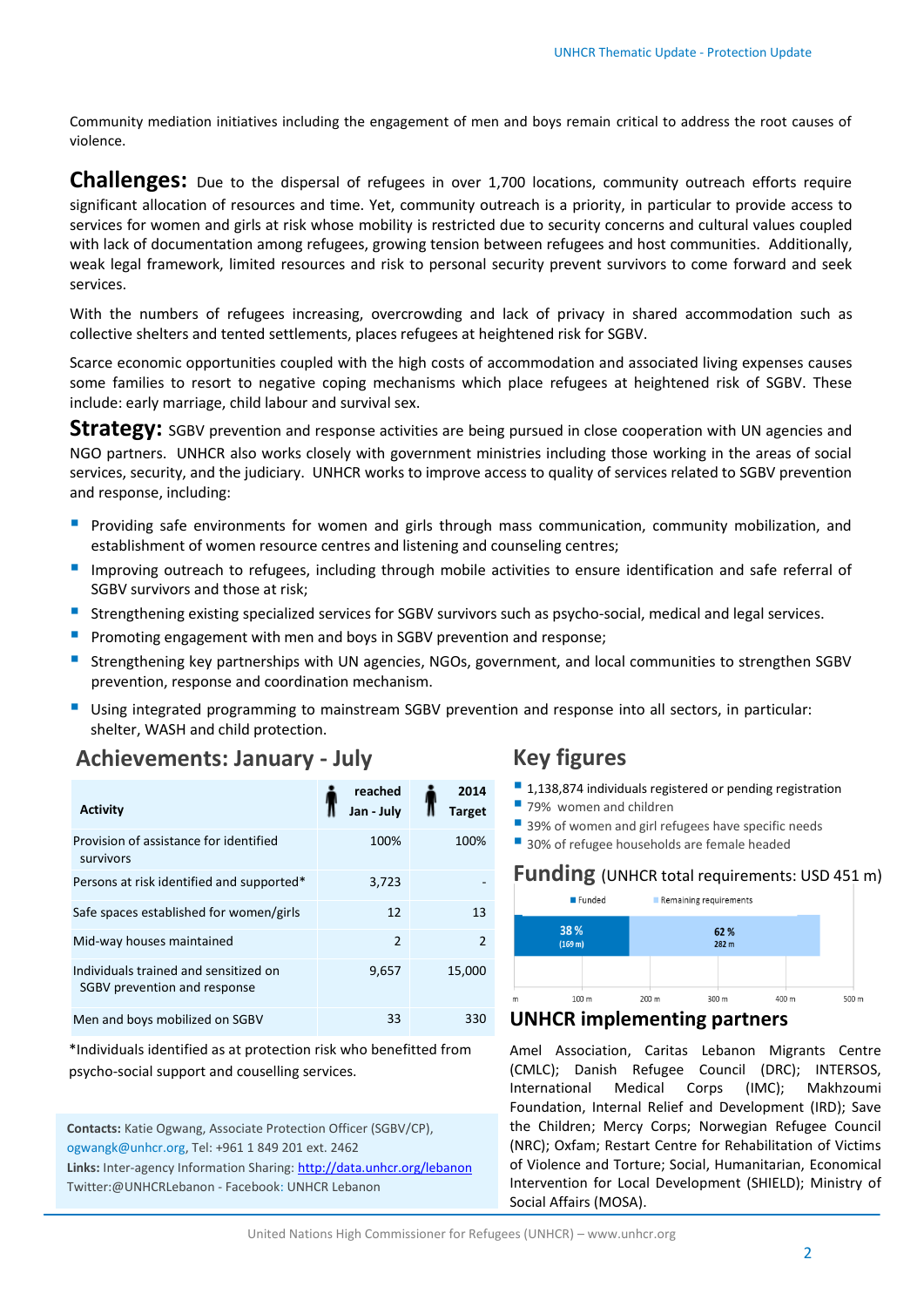Community mediation initiatives including the engagement of men and boys remain critical to address the root causes of violence.

**Challenges:** Due to the dispersal of refugees in over 1,700 locations, community outreach efforts require significant allocation of resources and time. Yet, community outreach is a priority, in particular to provide access to services for women and girls at risk whose mobility is restricted due to security concerns and cultural values coupled with lack of documentation among refugees, growing tension between refugees and host communities. Additionally, weak legal framework, limited resources and risk to personal security prevent survivors to come forward and seek services.

With the numbers of refugees increasing, overcrowding and lack of privacy in shared accommodation such as collective shelters and tented settlements, places refugees at heightened risk for SGBV.

Scarce economic opportunities coupled with the high costs of accommodation and associated living expenses causes some families to resort to negative coping mechanisms which place refugees at heightened risk of SGBV. These include: early marriage, child labour and survival sex.

**Strategy:** SGBV prevention and response activities are being pursued in close cooperation with UN agencies and NGO partners. UNHCR also works closely with government ministries including those working in the areas of social services, security, and the judiciary. UNHCR works to improve access to quality of services related to SGBV prevention and response, including:

- Providing safe environments for women and girls through mass communication, community mobilization, and establishment of women resource centres and listening and counseling centres;
- Improving outreach to refugees, including through mobile activities to ensure identification and safe referral of SGBV survivors and those at risk;
- Strengthening existing specialized services for SGBV survivors such as psycho-social, medical and legal services.
- Promoting engagement with men and boys in SGBV prevention and response;
- Strengthening key partnerships with UN agencies, NGOs, government, and local communities to strengthen SGBV prevention, response and coordination mechanism.
- Using integrated programming to mainstream SGBV prevention and response into all sectors, in particular: shelter, WASH and child protection.

## Achievements: January - July

| Activity | reached Jan - July | 2014 Target |
|---|---|---|
| Provision of assistance for identified survivors | 100% | 100% |
| Persons at risk identified and supported* | 3,723 | - |
| Safe spaces established for women/girls | 12 | 13 |
| Mid-way houses maintained | 2 | 2 |
| Individuals trained and sensitized on SGBV prevention and response | 9,657 | 15,000 |
| Men and boys mobilized on SGBV | 33 | 330 |

*Individuals identified as at protection risk who benefitted from psycho-social support and couselling services.

**Contacts:** Katie Ogwang, Associate Protection Officer (SGBV/CP), ogwangk@unhcr.org, Tel: +961 1 849 201 ext. 2462
**Links:** Inter-agency Information Sharing: http://data.unhcr.org/lebanon
Twitter:@UNHCRLebanon - Facebook: UNHCR Lebanon

## Key figures

- 1,138,874 individuals registered or pending registration
- 79% women and children
- 39% of women and girl refugees have specific needs
- 30% of refugee households are female headed

## Funding (UNHCR total requirements: USD 451 m)

Funded
Remaining requirements
38 % (169 m)
62 % 282 m
m 100 m 200 m 300 m 400 m 500 m

## UNHCR implementing partners

Amel Association, Caritas Lebanon Migrants Centre (CMLC); Danish Refugee Council (DRC); INTERSOS, International Medical Corps (IMC); Makhzoumi Foundation, Internal Relief and Development (IRD); Save the Children; Mercy Corps; Norwegian Refugee Council (NRC); Oxfam; Restart Centre for Rehabilitation of Victims of Violence and Torture; Social, Humanitarian, Economical Intervention for Local Development (SHIELD); Ministry of Social Affairs (MOSA).